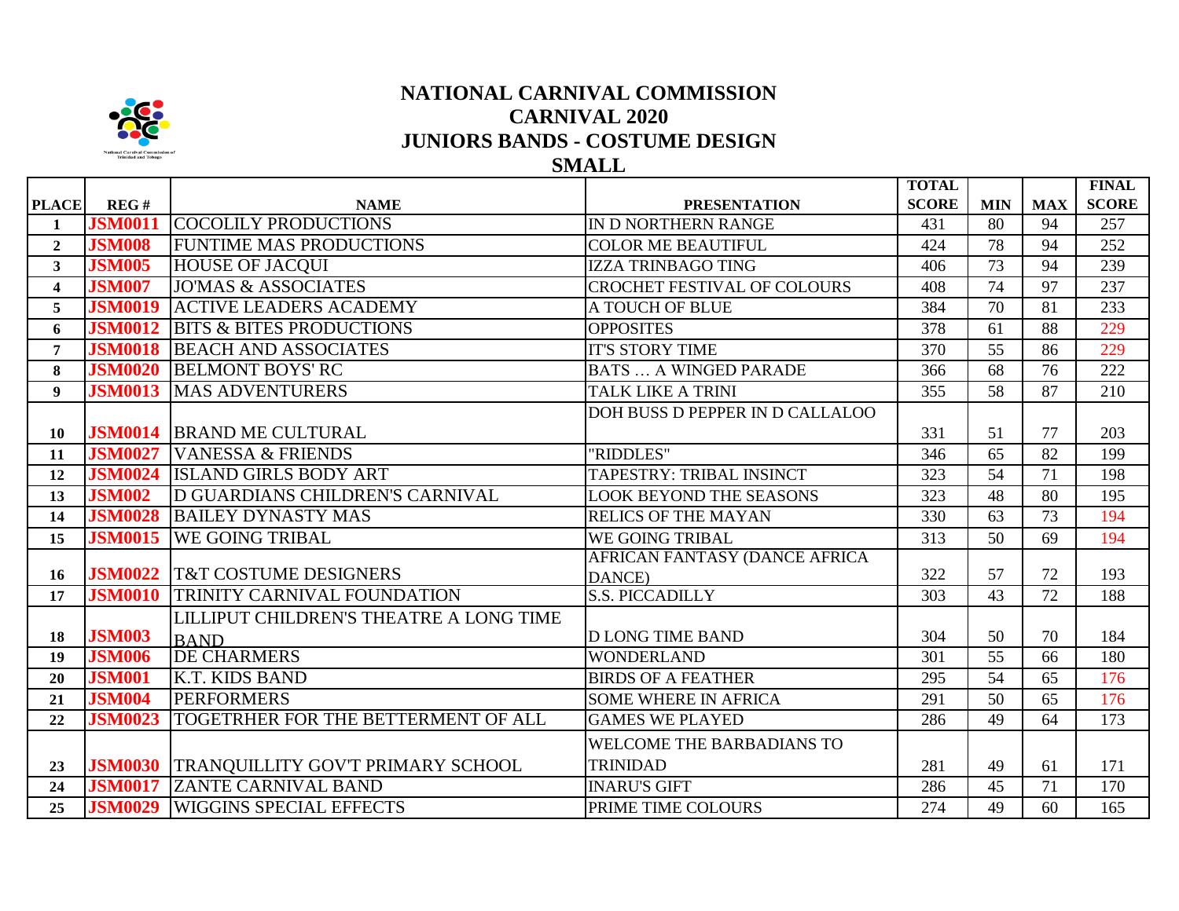# NATIONAL CARNIVAL COMMISSION
## CARNIVAL 2020
## JUNIORS BANDS - COSTUME DESIGN
## SMALL

| PLACE | REG # | NAME | PRESENTATION | TOTAL SCORE | MIN | MAX | FINAL SCORE |
|---|---|---|---|---|---|---|---|
| 1 | JSM0011 | COCOLILY PRODUCTIONS | IN D NORTHERN RANGE | 431 | 80 | 94 | 257 |
| 2 | JSM008 | FUNTIME MAS PRODUCTIONS | COLOR ME BEAUTIFUL | 424 | 78 | 94 | 252 |
| 3 | JSM005 | HOUSE OF JACQUI | IZZA TRINBAGO TING | 406 | 73 | 94 | 239 |
| 4 | JSM007 | JO'MAS & ASSOCIATES | CROCHET FESTIVAL OF COLOURS | 408 | 74 | 97 | 237 |
| 5 | JSM0019 | ACTIVE LEADERS ACADEMY | A TOUCH OF BLUE | 384 | 70 | 81 | 233 |
| 6 | JSM0012 | BITS & BITES PRODUCTIONS | OPPOSITES | 378 | 61 | 88 | 229 |
| 7 | JSM0018 | BEACH AND ASSOCIATES | IT'S STORY TIME | 370 | 55 | 86 | 229 |
| 8 | JSM0020 | BELMONT BOYS' RC | BATS … A WINGED PARADE | 366 | 68 | 76 | 222 |
| 9 | JSM0013 | MAS ADVENTURERS | TALK LIKE A TRINI | 355 | 58 | 87 | 210 |
| 10 | JSM0014 | BRAND ME CULTURAL | DOH BUSS D PEPPER IN D CALLALOO | 331 | 51 | 77 | 203 |
| 11 | JSM0027 | VANESSA & FRIENDS | "RIDDLES" | 346 | 65 | 82 | 199 |
| 12 | JSM0024 | ISLAND GIRLS BODY ART | TAPESTRY: TRIBAL INSINCT | 323 | 54 | 71 | 198 |
| 13 | JSM002 | D GUARDIANS CHILDREN'S CARNIVAL | LOOK BEYOND THE SEASONS | 323 | 48 | 80 | 195 |
| 14 | JSM0028 | BAILEY DYNASTY MAS | RELICS OF THE MAYAN | 330 | 63 | 73 | 194 |
| 15 | JSM0015 | WE GOING TRIBAL | WE GOING TRIBAL | 313 | 50 | 69 | 194 |
| 16 | JSM0022 | T&T COSTUME DESIGNERS | AFRICAN FANTASY (DANCE AFRICA DANCE) | 322 | 57 | 72 | 193 |
| 17 | JSM0010 | TRINITY CARNIVAL FOUNDATION | S.S. PICCADILLY | 303 | 43 | 72 | 188 |
| 18 | JSM003 | LILLIPUT CHILDREN'S THEATRE A LONG TIME BAND | D LONG TIME BAND | 304 | 50 | 70 | 184 |
| 19 | JSM006 | DE CHARMERS | WONDERLAND | 301 | 55 | 66 | 180 |
| 20 | JSM001 | K.T. KIDS BAND | BIRDS OF A FEATHER | 295 | 54 | 65 | 176 |
| 21 | JSM004 | PERFORMERS | SOME WHERE IN AFRICA | 291 | 50 | 65 | 176 |
| 22 | JSM0023 | TOGETRHER FOR THE BETTERMENT OF ALL | GAMES WE PLAYED | 286 | 49 | 64 | 173 |
| 23 | JSM0030 | TRANQUILLITY GOV'T PRIMARY SCHOOL | WELCOME THE BARBADIANS TO TRINIDAD | 281 | 49 | 61 | 171 |
| 24 | JSM0017 | ZANTE CARNIVAL BAND | INARU'S GIFT | 286 | 45 | 71 | 170 |
| 25 | JSM0029 | WIGGINS SPECIAL EFFECTS | PRIME TIME COLOURS | 274 | 49 | 60 | 165 |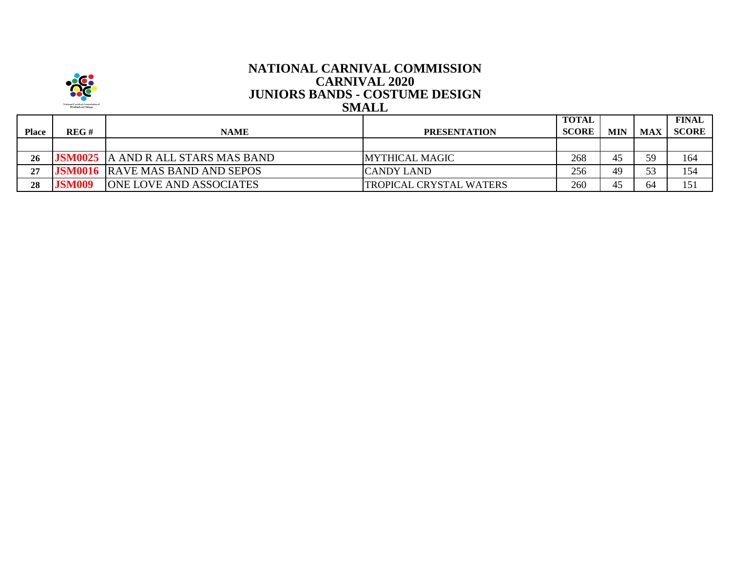# NATIONAL CARNIVAL COMMISSION
## CARNIVAL 2020
## JUNIORS BANDS - COSTUME DESIGN
## SMALL

| Place | REG # | NAME | PRESENTATION | TOTAL SCORE | MIN | MAX | FINAL SCORE |
|---|---|---|---|---|---|---|---|
| | | | | | | | |
| 26 | JSM0025 | A AND R ALL STARS MAS BAND | MYTHICAL MAGIC | 268 | 45 | 59 | 164 |
| 27 | JSM0016 | RAVE MAS BAND AND SEPOS | CANDY LAND | 256 | 49 | 53 | 154 |
| 28 | JSM009 | ONE LOVE AND ASSOCIATES | TROPICAL CRYSTAL WATERS | 260 | 45 | 64 | 151 |